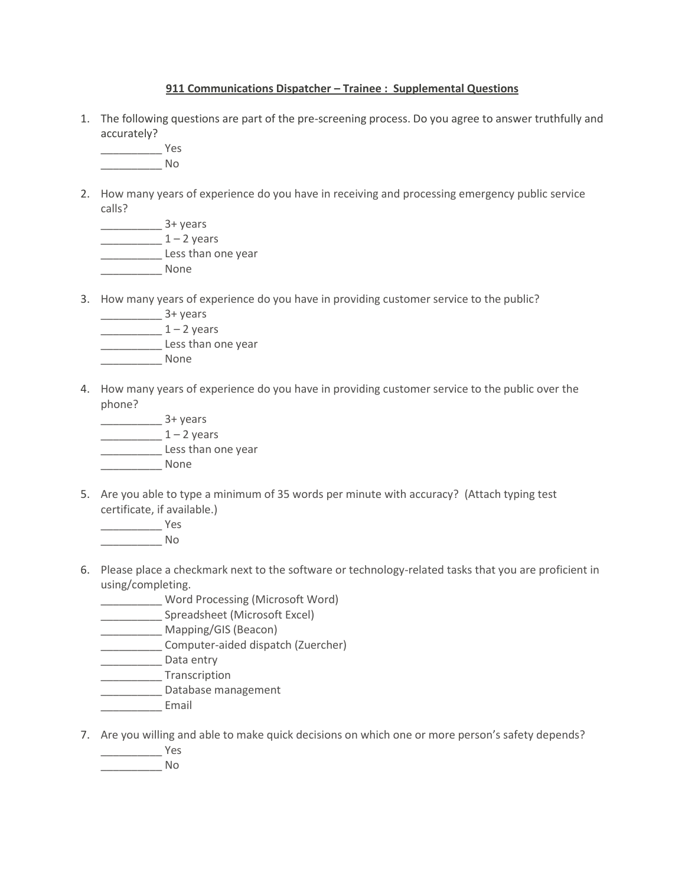**911 Communications Dispatcher – Trainee : Supplemental Questions**

1. The following questions are part of the pre-screening process. Do you agree to answer truthfully and accurately?
   __________ Yes
   __________ No

2. How many years of experience do you have in receiving and processing emergency public service calls?
   __________ 3+ years
   __________ 1 – 2 years
   __________ Less than one year
   __________ None

3. How many years of experience do you have in providing customer service to the public?
   __________ 3+ years
   __________ 1 – 2 years
   __________ Less than one year
   __________ None

4. How many years of experience do you have in providing customer service to the public over the phone?
   __________ 3+ years
   __________ 1 – 2 years
   __________ Less than one year
   __________ None

5. Are you able to type a minimum of 35 words per minute with accuracy? (Attach typing test certificate, if available.)
   __________ Yes
   __________ No

6. Please place a checkmark next to the software or technology-related tasks that you are proficient in using/completing.
   __________ Word Processing (Microsoft Word)
   __________ Spreadsheet (Microsoft Excel)
   __________ Mapping/GIS (Beacon)
   __________ Computer-aided dispatch (Zuercher)
   __________ Data entry
   __________ Transcription
   __________ Database management
   __________ Email

7. Are you willing and able to make quick decisions on which one or more person's safety depends?
   __________ Yes
   __________ No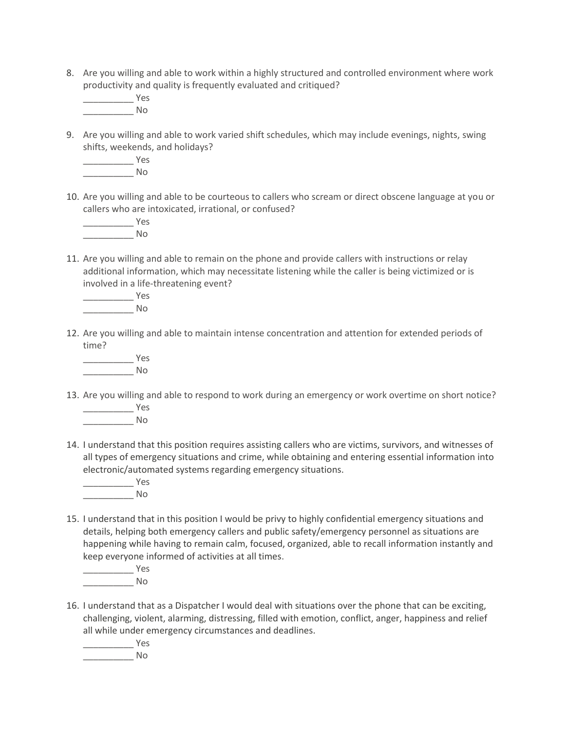8. Are you willing and able to work within a highly structured and controlled environment where work productivity and quality is frequently evaluated and critiqued?

   __________ Yes
   __________ No

9. Are you willing and able to work varied shift schedules, which may include evenings, nights, swing shifts, weekends, and holidays?

   __________ Yes
   __________ No

10. Are you willing and able to be courteous to callers who scream or direct obscene language at you or callers who are intoxicated, irrational, or confused?

    __________ Yes
    __________ No

11. Are you willing and able to remain on the phone and provide callers with instructions or relay additional information, which may necessitate listening while the caller is being victimized or is involved in a life-threatening event?

    __________ Yes
    __________ No

12. Are you willing and able to maintain intense concentration and attention for extended periods of time?

    __________ Yes
    __________ No

13. Are you willing and able to respond to work during an emergency or work overtime on short notice?

    __________ Yes
    __________ No

14. I understand that this position requires assisting callers who are victims, survivors, and witnesses of all types of emergency situations and crime, while obtaining and entering essential information into electronic/automated systems regarding emergency situations.

    __________ Yes
    __________ No

15. I understand that in this position I would be privy to highly confidential emergency situations and details, helping both emergency callers and public safety/emergency personnel as situations are happening while having to remain calm, focused, organized, able to recall information instantly and keep everyone informed of activities at all times.

    __________ Yes
    __________ No

16. I understand that as a Dispatcher I would deal with situations over the phone that can be exciting, challenging, violent, alarming, distressing, filled with emotion, conflict, anger, happiness and relief all while under emergency circumstances and deadlines.

    __________ Yes
    __________ No